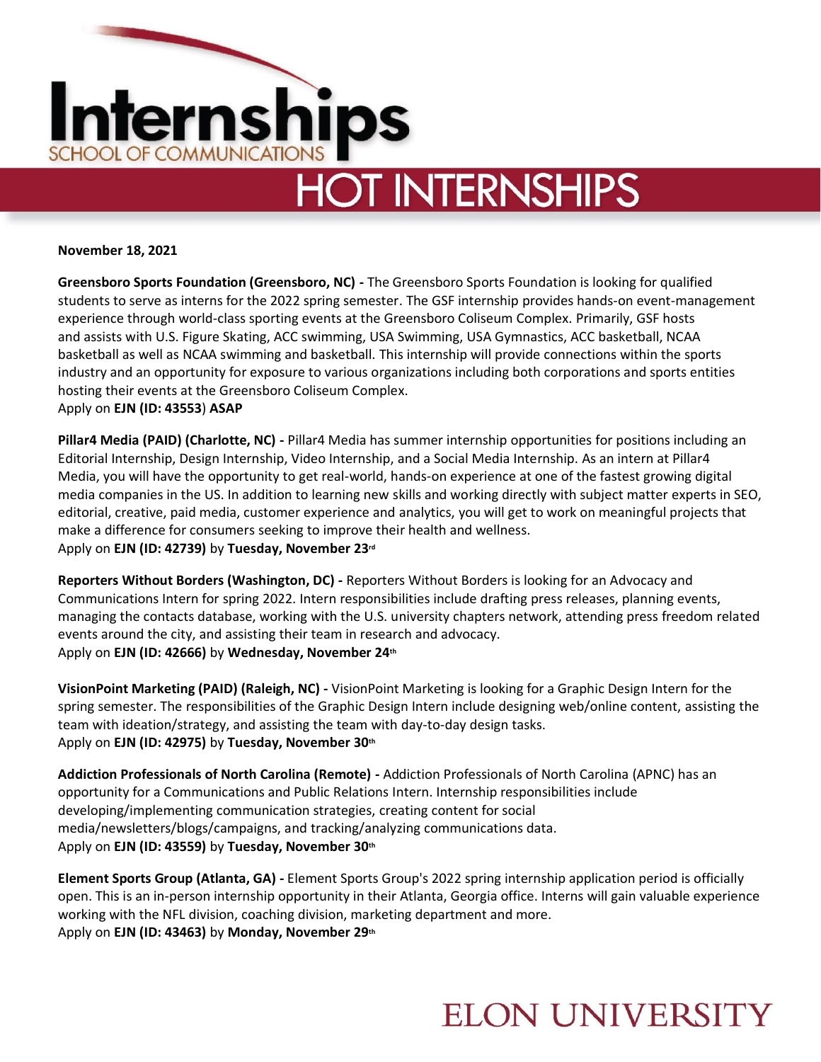# Internships

SCHOOL OF COMMUNICATIONS

## HOT INTERNSHIPS

**November 18, 2021**

**Greensboro Sports Foundation (Greensboro, NC) -** The Greensboro Sports Foundation is looking for qualified students to serve as interns for the 2022 spring semester. The GSF internship provides hands-on event-management experience through world-class sporting events at the Greensboro Coliseum Complex. Primarily, GSF hosts and assists with U.S. Figure Skating, ACC swimming, USA Swimming, USA Gymnastics, ACC basketball, NCAA basketball as well as NCAA swimming and basketball. This internship will provide connections within the sports industry and an opportunity for exposure to various organizations including both corporations and sports entities hosting their events at the Greensboro Coliseum Complex.
Apply on **EJN (ID: 43553**) **ASAP**

**Pillar4 Media (PAID) (Charlotte, NC) -** Pillar4 Media has summer internship opportunities for positions including an Editorial Internship, Design Internship, Video Internship, and a Social Media Internship. As an intern at Pillar4 Media, you will have the opportunity to get real-world, hands-on experience at one of the fastest growing digital media companies in the US. In addition to learning new skills and working directly with subject matter experts in SEO, editorial, creative, paid media, customer experience and analytics, you will get to work on meaningful projects that make a difference for consumers seeking to improve their health and wellness.
Apply on **EJN (ID: 42739)** by **Tuesday, November 23rd**

**Reporters Without Borders (Washington, DC) -** Reporters Without Borders is looking for an Advocacy and Communications Intern for spring 2022. Intern responsibilities include drafting press releases, planning events, managing the contacts database, working with the U.S. university chapters network, attending press freedom related events around the city, and assisting their team in research and advocacy.
Apply on **EJN (ID: 42666)** by **Wednesday, November 24th**

**VisionPoint Marketing (PAID) (Raleigh, NC) -** VisionPoint Marketing is looking for a Graphic Design Intern for the spring semester. The responsibilities of the Graphic Design Intern include designing web/online content, assisting the team with ideation/strategy, and assisting the team with day-to-day design tasks.
Apply on **EJN (ID: 42975)** by **Tuesday, November 30th**

**Addiction Professionals of North Carolina (Remote) -** Addiction Professionals of North Carolina (APNC) has an opportunity for a Communications and Public Relations Intern. Internship responsibilities include developing/implementing communication strategies, creating content for social media/newsletters/blogs/campaigns, and tracking/analyzing communications data.
Apply on **EJN (ID: 43559)** by **Tuesday, November 30th**

**Element Sports Group (Atlanta, GA) -** Element Sports Group's 2022 spring internship application period is officially open. This is an in-person internship opportunity in their Atlanta, Georgia office. Interns will gain valuable experience working with the NFL division, coaching division, marketing department and more.
Apply on **EJN (ID: 43463)** by **Monday, November 29th**

ELON UNIVERSITY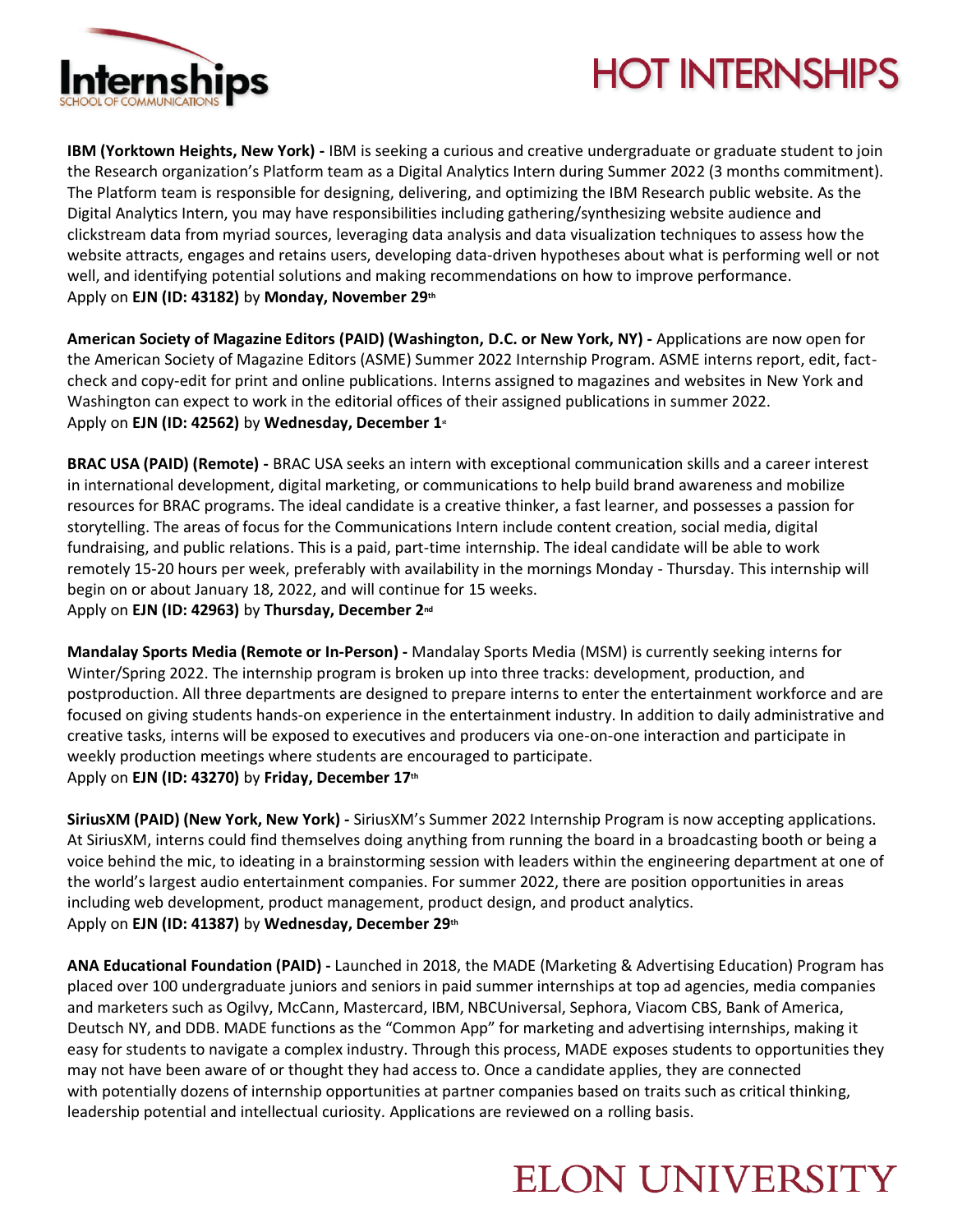# HOT INTERNSHIPS

**IBM (Yorktown Heights, New York) -** IBM is seeking a curious and creative undergraduate or graduate student to join the Research organization's Platform team as a Digital Analytics Intern during Summer 2022 (3 months commitment). The Platform team is responsible for designing, delivering, and optimizing the IBM Research public website. As the Digital Analytics Intern, you may have responsibilities including gathering/synthesizing website audience and clickstream data from myriad sources, leveraging data analysis and data visualization techniques to assess how the website attracts, engages and retains users, developing data-driven hypotheses about what is performing well or not well, and identifying potential solutions and making recommendations on how to improve performance.
Apply on **EJN (ID: 43182)** by **Monday, November 29th**

**American Society of Magazine Editors (PAID) (Washington, D.C. or New York, NY) -** Applications are now open for the American Society of Magazine Editors (ASME) Summer 2022 Internship Program. ASME interns report, edit, fact-check and copy-edit for print and online publications. Interns assigned to magazines and websites in New York and Washington can expect to work in the editorial offices of their assigned publications in summer 2022.
Apply on **EJN (ID: 42562)** by **Wednesday, December 1st**

**BRAC USA (PAID) (Remote) -** BRAC USA seeks an intern with exceptional communication skills and a career interest in international development, digital marketing, or communications to help build brand awareness and mobilize resources for BRAC programs. The ideal candidate is a creative thinker, a fast learner, and possesses a passion for storytelling. The areas of focus for the Communications Intern include content creation, social media, digital fundraising, and public relations. This is a paid, part-time internship. The ideal candidate will be able to work remotely 15-20 hours per week, preferably with availability in the mornings Monday - Thursday. This internship will begin on or about January 18, 2022, and will continue for 15 weeks.
Apply on **EJN (ID: 42963)** by **Thursday, December 2nd**

**Mandalay Sports Media (Remote or In-Person) -** Mandalay Sports Media (MSM) is currently seeking interns for Winter/Spring 2022. The internship program is broken up into three tracks: development, production, and postproduction. All three departments are designed to prepare interns to enter the entertainment workforce and are focused on giving students hands-on experience in the entertainment industry. In addition to daily administrative and creative tasks, interns will be exposed to executives and producers via one-on-one interaction and participate in weekly production meetings where students are encouraged to participate.
Apply on **EJN (ID: 43270)** by **Friday, December 17th**

**SiriusXM (PAID) (New York, New York) -** SiriusXM's Summer 2022 Internship Program is now accepting applications. At SiriusXM, interns could find themselves doing anything from running the board in a broadcasting booth or being a voice behind the mic, to ideating in a brainstorming session with leaders within the engineering department at one of the world's largest audio entertainment companies. For summer 2022, there are position opportunities in areas including web development, product management, product design, and product analytics.
Apply on **EJN (ID: 41387)** by **Wednesday, December 29th**

**ANA Educational Foundation (PAID) -** Launched in 2018, the MADE (Marketing & Advertising Education) Program has placed over 100 undergraduate juniors and seniors in paid summer internships at top ad agencies, media companies and marketers such as Ogilvy, McCann, Mastercard, IBM, NBCUniversal, Sephora, Viacom CBS, Bank of America, Deutsch NY, and DDB. MADE functions as the "Common App" for marketing and advertising internships, making it easy for students to navigate a complex industry. Through this process, MADE exposes students to opportunities they may not have been aware of or thought they had access to. Once a candidate applies, they are connected with potentially dozens of internship opportunities at partner companies based on traits such as critical thinking, leadership potential and intellectual curiosity. Applications are reviewed on a rolling basis.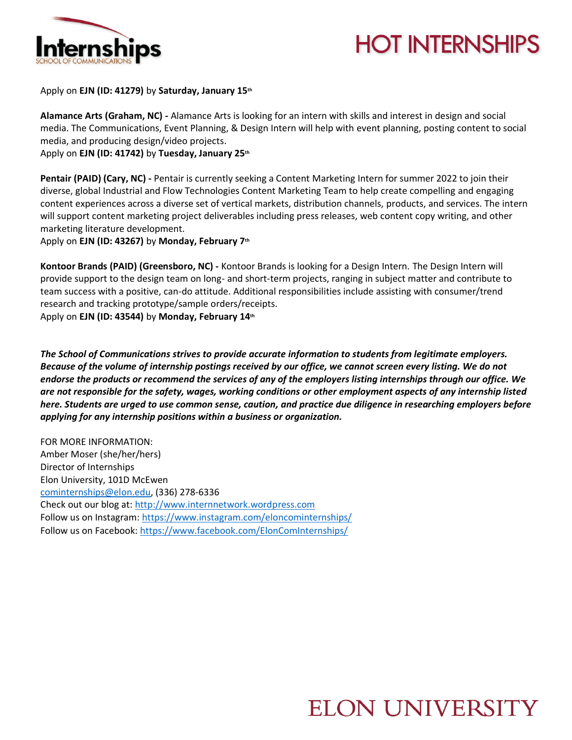Apply on **EJN (ID: 41279)** by **Saturday, January 15th**

**Alamance Arts (Graham, NC) -** Alamance Arts is looking for an intern with skills and interest in design and social media. The Communications, Event Planning, & Design Intern will help with event planning, posting content to social media, and producing design/video projects.
Apply on **EJN (ID: 41742)** by **Tuesday, January 25th**

**Pentair (PAID) (Cary, NC) -** Pentair is currently seeking a Content Marketing Intern for summer 2022 to join their diverse, global Industrial and Flow Technologies Content Marketing Team to help create compelling and engaging content experiences across a diverse set of vertical markets, distribution channels, products, and services. The intern will support content marketing project deliverables including press releases, web content copy writing, and other marketing literature development.
Apply on **EJN (ID: 43267)** by **Monday, February 7th**

**Kontoor Brands (PAID) (Greensboro, NC) -** Kontoor Brands is looking for a Design Intern. The Design Intern will provide support to the design team on long- and short-term projects, ranging in subject matter and contribute to team success with a positive, can-do attitude. Additional responsibilities include assisting with consumer/trend research and tracking prototype/sample orders/receipts.
Apply on **EJN (ID: 43544)** by **Monday, February 14th**

***The School of Communications strives to provide accurate information to students from legitimate employers. Because of the volume of internship postings received by our office, we cannot screen every listing. We do not endorse the products or recommend the services of any of the employers listing internships through our office. We are not responsible for the safety, wages, working conditions or other employment aspects of any internship listed here. Students are urged to use common sense, caution, and practice due diligence in researching employers before applying for any internship positions within a business or organization.***

FOR MORE INFORMATION:
Amber Moser (she/her/hers)
Director of Internships
Elon University, 101D McEwen
cominternships@elon.edu, (336) 278-6336
Check out our blog at: http://www.internnetwork.wordpress.com
Follow us on Instagram: https://www.instagram.com/eloncominternships/
Follow us on Facebook: https://www.facebook.com/ElonComInternships/